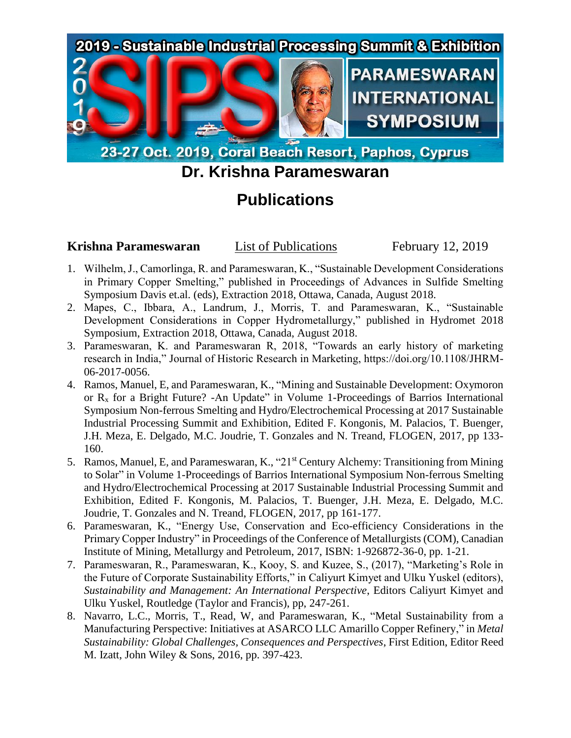2019 - Sustainable Industrial Processing Summit & Exhibition

PARAMESWARAN INTERNATIONAL SYMPOSIUM

23-27 Oct. 2019, Coral Beach Resort, Paphos, Cyprus

# Dr. Krishna Parameswaran

# Publications

**Krishna Parameswaran** List of Publications February 12, 2019

1. Wilhelm, J., Camorlinga, R. and Parameswaran, K., "Sustainable Development Considerations in Primary Copper Smelting," published in Proceedings of Advances in Sulfide Smelting Symposium Davis et.al. (eds), Extraction 2018, Ottawa, Canada, August 2018.
2. Mapes, C., Ibbara, A., Landrum, J., Morris, T. and Parameswaran, K., "Sustainable Development Considerations in Copper Hydrometallurgy," published in Hydromet 2018 Symposium, Extraction 2018, Ottawa, Canada, August 2018.
3. Parameswaran, K. and Parameswaran R, 2018, "Towards an early history of marketing research in India," Journal of Historic Research in Marketing, https://doi.org/10.1108/JHRM-06-2017-0056.
4. Ramos, Manuel, E, and Parameswaran, K., "Mining and Sustainable Development: Oxymoron or $R_x$ for a Bright Future? -An Update" in Volume 1-Proceedings of Barrios International Symposium Non-ferrous Smelting and Hydro/Electrochemical Processing at 2017 Sustainable Industrial Processing Summit and Exhibition, Edited F. Kongonis, M. Palacios, T. Buenger, J.H. Meza, E. Delgado, M.C. Joudrie, T. Gonzales and N. Treand, FLOGEN, 2017, pp 133-160.
5. Ramos, Manuel, E, and Parameswaran, K., "21st Century Alchemy: Transitioning from Mining to Solar" in Volume 1-Proceedings of Barrios International Symposium Non-ferrous Smelting and Hydro/Electrochemical Processing at 2017 Sustainable Industrial Processing Summit and Exhibition, Edited F. Kongonis, M. Palacios, T. Buenger, J.H. Meza, E. Delgado, M.C. Joudrie, T. Gonzales and N. Treand, FLOGEN, 2017, pp 161-177.
6. Parameswaran, K., "Energy Use, Conservation and Eco-efficiency Considerations in the Primary Copper Industry" in Proceedings of the Conference of Metallurgists (COM), Canadian Institute of Mining, Metallurgy and Petroleum, 2017, ISBN: 1-926872-36-0, pp. 1-21.
7. Parameswaran, R., Parameswaran, K., Kooy, S. and Kuzee, S., (2017), "Marketing's Role in the Future of Corporate Sustainability Efforts," in Caliyurt Kimyet and Ulku Yuskel (editors), *Sustainability and Management: An International Perspective*, Editors Caliyurt Kimyet and Ulku Yuskel, Routledge (Taylor and Francis), pp, 247-261.
8. Navarro, L.C., Morris, T., Read, W, and Parameswaran, K., "Metal Sustainability from a Manufacturing Perspective: Initiatives at ASARCO LLC Amarillo Copper Refinery," in *Metal Sustainability: Global Challenges, Consequences and Perspectives*, First Edition, Editor Reed M. Izatt, John Wiley & Sons, 2016, pp. 397-423.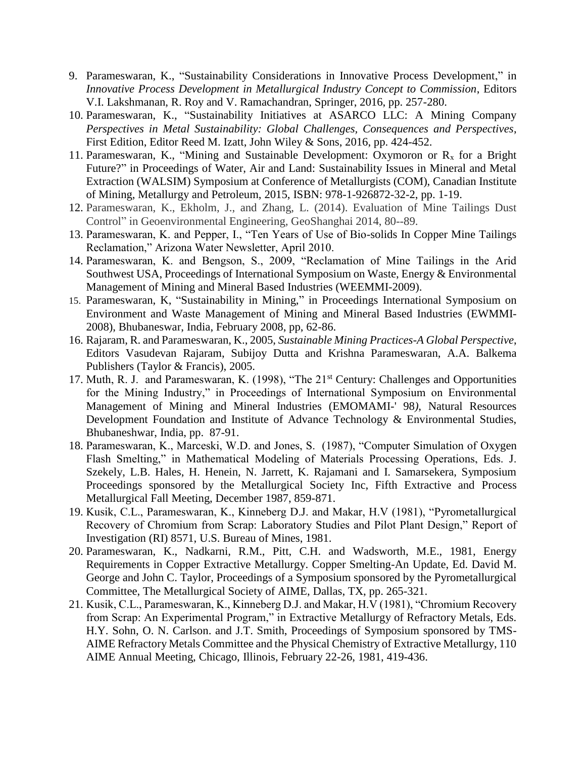9. Parameswaran, K., "Sustainability Considerations in Innovative Process Development," in *Innovative Process Development in Metallurgical Industry Concept to Commission*, Editors V.I. Lakshmanan, R. Roy and V. Ramachandran, Springer, 2016, pp. 257-280.
10. Parameswaran, K., "Sustainability Initiatives at ASARCO LLC: A Mining Company *Perspectives in Metal Sustainability: Global Challenges, Consequences and Perspectives*, First Edition, Editor Reed M. Izatt, John Wiley & Sons, 2016, pp. 424-452.
11. Parameswaran, K., "Mining and Sustainable Development: Oxymoron or $R_x$ for a Bright Future?" in Proceedings of Water, Air and Land: Sustainability Issues in Mineral and Metal Extraction (WALSIM) Symposium at Conference of Metallurgists (COM), Canadian Institute of Mining, Metallurgy and Petroleum, 2015, ISBN: 978-1-926872-32-2, pp. 1-19.
12. Parameswaran, K., Ekholm, J., and Zhang, L. (2014). Evaluation of Mine Tailings Dust Control" in Geoenvironmental Engineering, GeoShanghai 2014, 80--89.
13. Parameswaran, K. and Pepper, I., "Ten Years of Use of Bio-solids In Copper Mine Tailings Reclamation," Arizona Water Newsletter, April 2010.
14. Parameswaran, K. and Bengson, S., 2009, "Reclamation of Mine Tailings in the Arid Southwest USA, Proceedings of International Symposium on Waste, Energy & Environmental Management of Mining and Mineral Based Industries (WEEMMI-2009).
15. Parameswaran, K, "Sustainability in Mining," in Proceedings International Symposium on Environment and Waste Management of Mining and Mineral Based Industries (EWMMI-2008), Bhubaneswar, India, February 2008, pp, 62-86.
16. Rajaram, R. and Parameswaran, K., 2005, *Sustainable Mining Practices-A Global Perspective*, Editors Vasudevan Rajaram, Subijoy Dutta and Krishna Parameswaran, A.A. Balkema Publishers (Taylor & Francis), 2005.
17. Muth, R. J. and Parameswaran, K. (1998), "The 21st Century: Challenges and Opportunities for the Mining Industry," in Proceedings of International Symposium on Environmental Management of Mining and Mineral Industries (EMOMAMI-' 98*)*, Natural Resources Development Foundation and Institute of Advance Technology & Environmental Studies, Bhubaneshwar, India, pp. 87-91.
18. Parameswaran, K., Marceski, W.D. and Jones, S. (1987), "Computer Simulation of Oxygen Flash Smelting," in Mathematical Modeling of Materials Processing Operations, Eds. J. Szekely, L.B. Hales, H. Henein, N. Jarrett, K. Rajamani and I. Samarsekera, Symposium Proceedings sponsored by the Metallurgical Society Inc, Fifth Extractive and Process Metallurgical Fall Meeting, December 1987, 859-871.
19. Kusik, C.L., Parameswaran, K., Kinneberg D.J. and Makar, H.V (1981), "Pyrometallurgical Recovery of Chromium from Scrap: Laboratory Studies and Pilot Plant Design," Report of Investigation (RI) 8571, U.S. Bureau of Mines, 1981.
20. Parameswaran, K., Nadkarni, R.M., Pitt, C.H. and Wadsworth, M.E., 1981, Energy Requirements in Copper Extractive Metallurgy. Copper Smelting-An Update, Ed. David M. George and John C. Taylor, Proceedings of a Symposium sponsored by the Pyrometallurgical Committee, The Metallurgical Society of AIME, Dallas, TX, pp. 265-321.
21. Kusik, C.L., Parameswaran, K., Kinneberg D.J. and Makar, H.V (1981), "Chromium Recovery from Scrap: An Experimental Program," in Extractive Metallurgy of Refractory Metals, Eds. H.Y. Sohn, O. N. Carlson. and J.T. Smith, Proceedings of Symposium sponsored by TMS-AIME Refractory Metals Committee and the Physical Chemistry of Extractive Metallurgy, 110 AIME Annual Meeting, Chicago, Illinois, February 22-26, 1981, 419-436.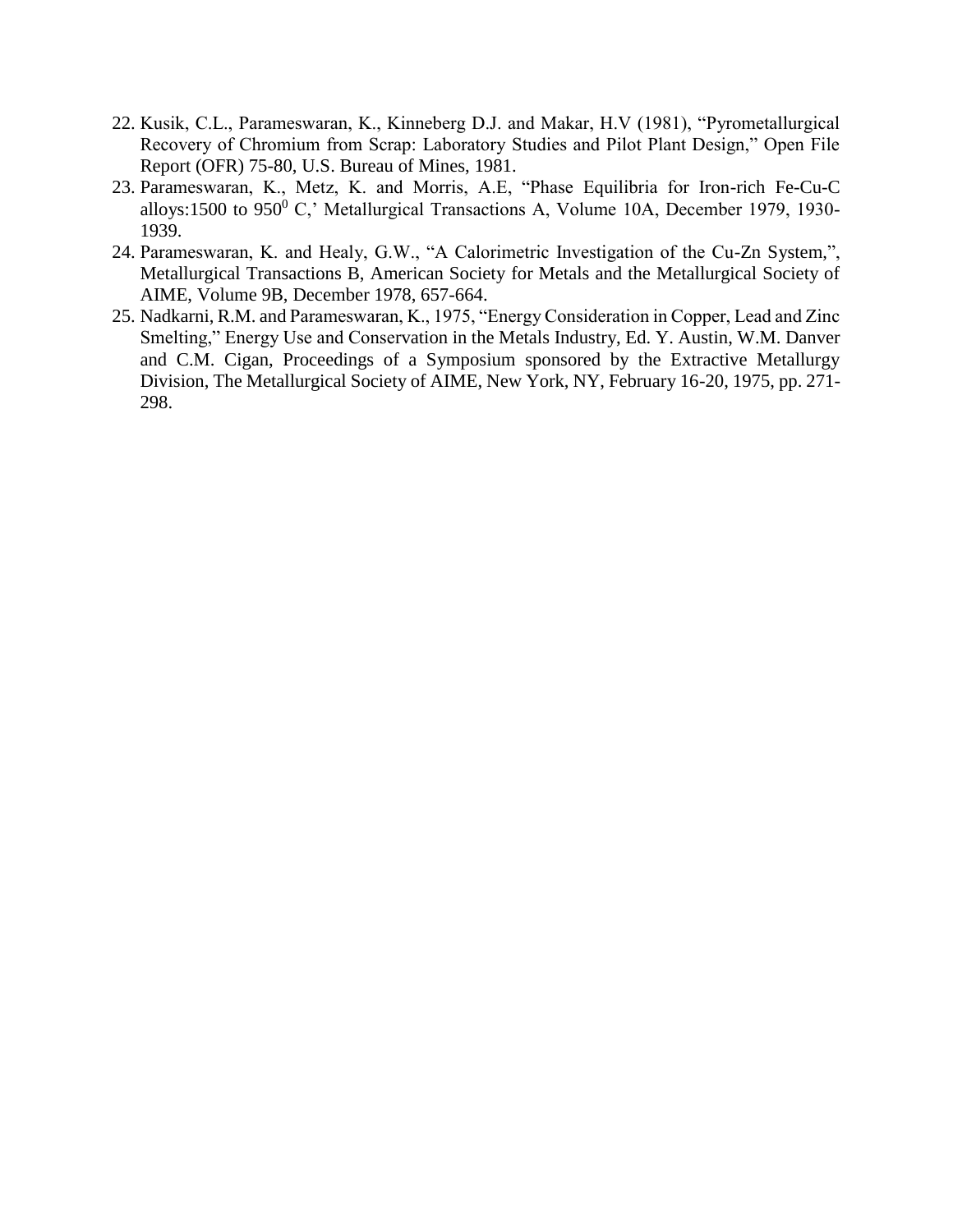22. Kusik, C.L., Parameswaran, K., Kinneberg D.J. and Makar, H.V (1981), "Pyrometallurgical Recovery of Chromium from Scrap: Laboratory Studies and Pilot Plant Design," Open File Report (OFR) 75-80, U.S. Bureau of Mines, 1981.
23. Parameswaran, K., Metz, K. and Morris, A.E, "Phase Equilibria for Iron-rich Fe-Cu-C alloys:1500 to $950^0$ C,' Metallurgical Transactions A, Volume 10A, December 1979, 1930-1939.
24. Parameswaran, K. and Healy, G.W., "A Calorimetric Investigation of the Cu-Zn System,", Metallurgical Transactions B, American Society for Metals and the Metallurgical Society of AIME, Volume 9B, December 1978, 657-664.
25. Nadkarni, R.M. and Parameswaran, K., 1975, "Energy Consideration in Copper, Lead and Zinc Smelting," Energy Use and Conservation in the Metals Industry, Ed. Y. Austin, W.M. Danver and C.M. Cigan, Proceedings of a Symposium sponsored by the Extractive Metallurgy Division, The Metallurgical Society of AIME, New York, NY, February 16-20, 1975, pp. 271-298.